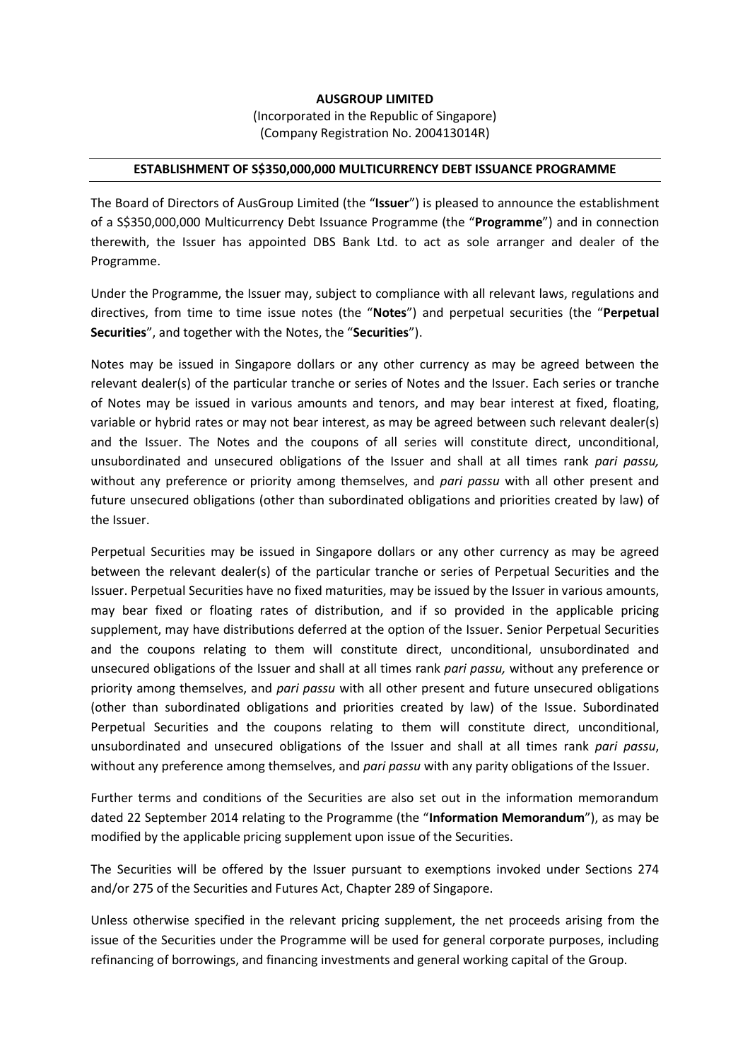**AUSGROUP LIMITED**
(Incorporated in the Republic of Singapore)
(Company Registration No. 200413014R)

---

**ESTABLISHMENT OF S$350,000,000 MULTICURRENCY DEBT ISSUANCE PROGRAMME**

---

The Board of Directors of AusGroup Limited (the "**Issuer**") is pleased to announce the establishment of a S$350,000,000 Multicurrency Debt Issuance Programme (the "**Programme**") and in connection therewith, the Issuer has appointed DBS Bank Ltd. to act as sole arranger and dealer of the Programme.

Under the Programme, the Issuer may, subject to compliance with all relevant laws, regulations and directives, from time to time issue notes (the "**Notes**") and perpetual securities (the "**Perpetual Securities**", and together with the Notes, the "**Securities**").

Notes may be issued in Singapore dollars or any other currency as may be agreed between the relevant dealer(s) of the particular tranche or series of Notes and the Issuer. Each series or tranche of Notes may be issued in various amounts and tenors, and may bear interest at fixed, floating, variable or hybrid rates or may not bear interest, as may be agreed between such relevant dealer(s) and the Issuer. The Notes and the coupons of all series will constitute direct, unconditional, unsubordinated and unsecured obligations of the Issuer and shall at all times rank *pari passu,* without any preference or priority among themselves, and *pari passu* with all other present and future unsecured obligations (other than subordinated obligations and priorities created by law) of the Issuer.

Perpetual Securities may be issued in Singapore dollars or any other currency as may be agreed between the relevant dealer(s) of the particular tranche or series of Perpetual Securities and the Issuer. Perpetual Securities have no fixed maturities, may be issued by the Issuer in various amounts, may bear fixed or floating rates of distribution, and if so provided in the applicable pricing supplement, may have distributions deferred at the option of the Issuer. Senior Perpetual Securities and the coupons relating to them will constitute direct, unconditional, unsubordinated and unsecured obligations of the Issuer and shall at all times rank *pari passu,* without any preference or priority among themselves, and *pari passu* with all other present and future unsecured obligations (other than subordinated obligations and priorities created by law) of the Issue. Subordinated Perpetual Securities and the coupons relating to them will constitute direct, unconditional, unsubordinated and unsecured obligations of the Issuer and shall at all times rank *pari passu*, without any preference among themselves, and *pari passu* with any parity obligations of the Issuer.

Further terms and conditions of the Securities are also set out in the information memorandum dated 22 September 2014 relating to the Programme (the "**Information Memorandum**"), as may be modified by the applicable pricing supplement upon issue of the Securities.

The Securities will be offered by the Issuer pursuant to exemptions invoked under Sections 274 and/or 275 of the Securities and Futures Act, Chapter 289 of Singapore.

Unless otherwise specified in the relevant pricing supplement, the net proceeds arising from the issue of the Securities under the Programme will be used for general corporate purposes, including refinancing of borrowings, and financing investments and general working capital of the Group.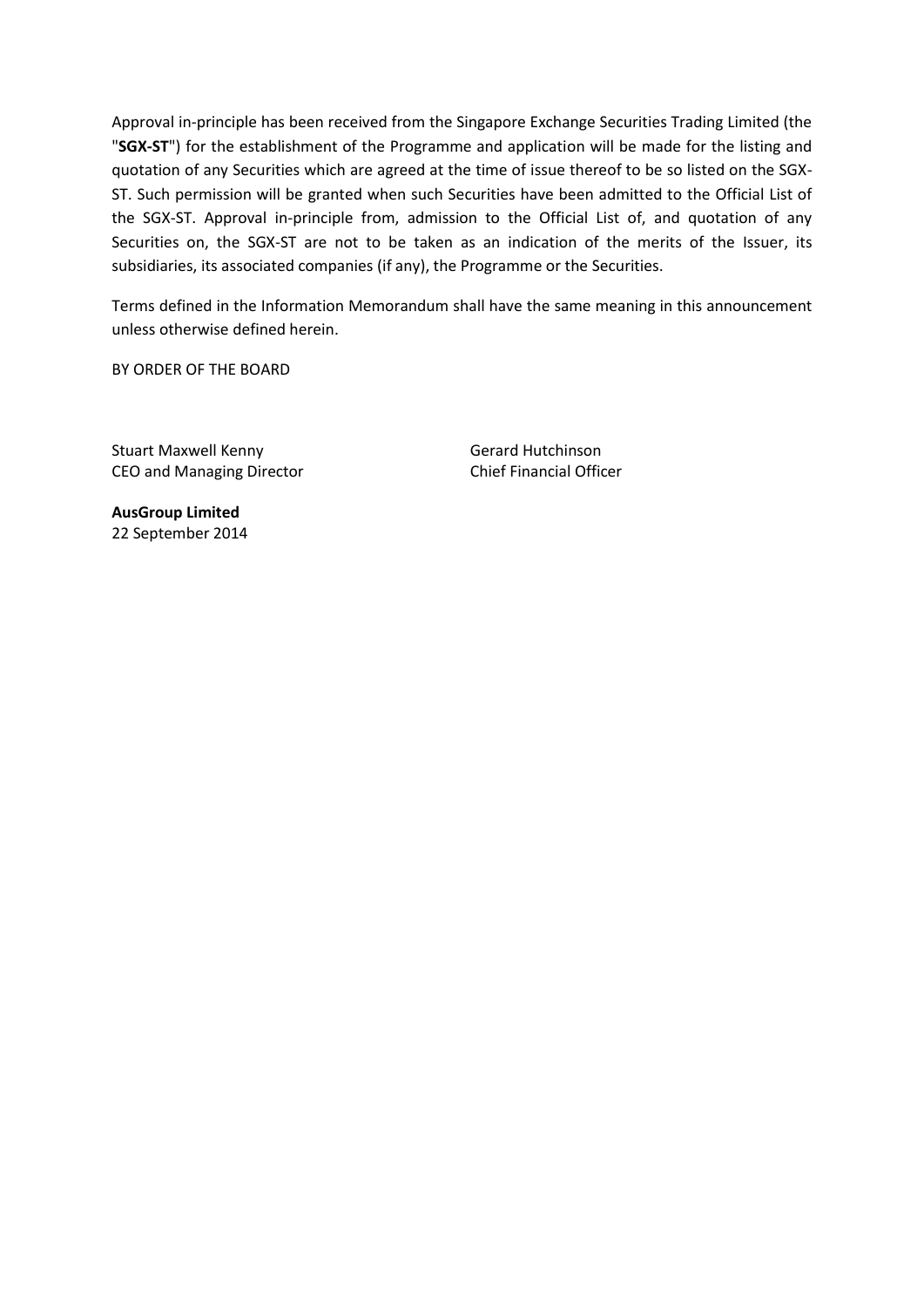Approval in-principle has been received from the Singapore Exchange Securities Trading Limited (the "**SGX-ST**") for the establishment of the Programme and application will be made for the listing and quotation of any Securities which are agreed at the time of issue thereof to be so listed on the SGX-ST. Such permission will be granted when such Securities have been admitted to the Official List of the SGX-ST. Approval in-principle from, admission to the Official List of, and quotation of any Securities on, the SGX-ST are not to be taken as an indication of the merits of the Issuer, its subsidiaries, its associated companies (if any), the Programme or the Securities.

Terms defined in the Information Memorandum shall have the same meaning in this announcement unless otherwise defined herein.

BY ORDER OF THE BOARD

Stuart Maxwell Kenny
CEO and Managing Director

Gerard Hutchinson
Chief Financial Officer

**AusGroup Limited**
22 September 2014